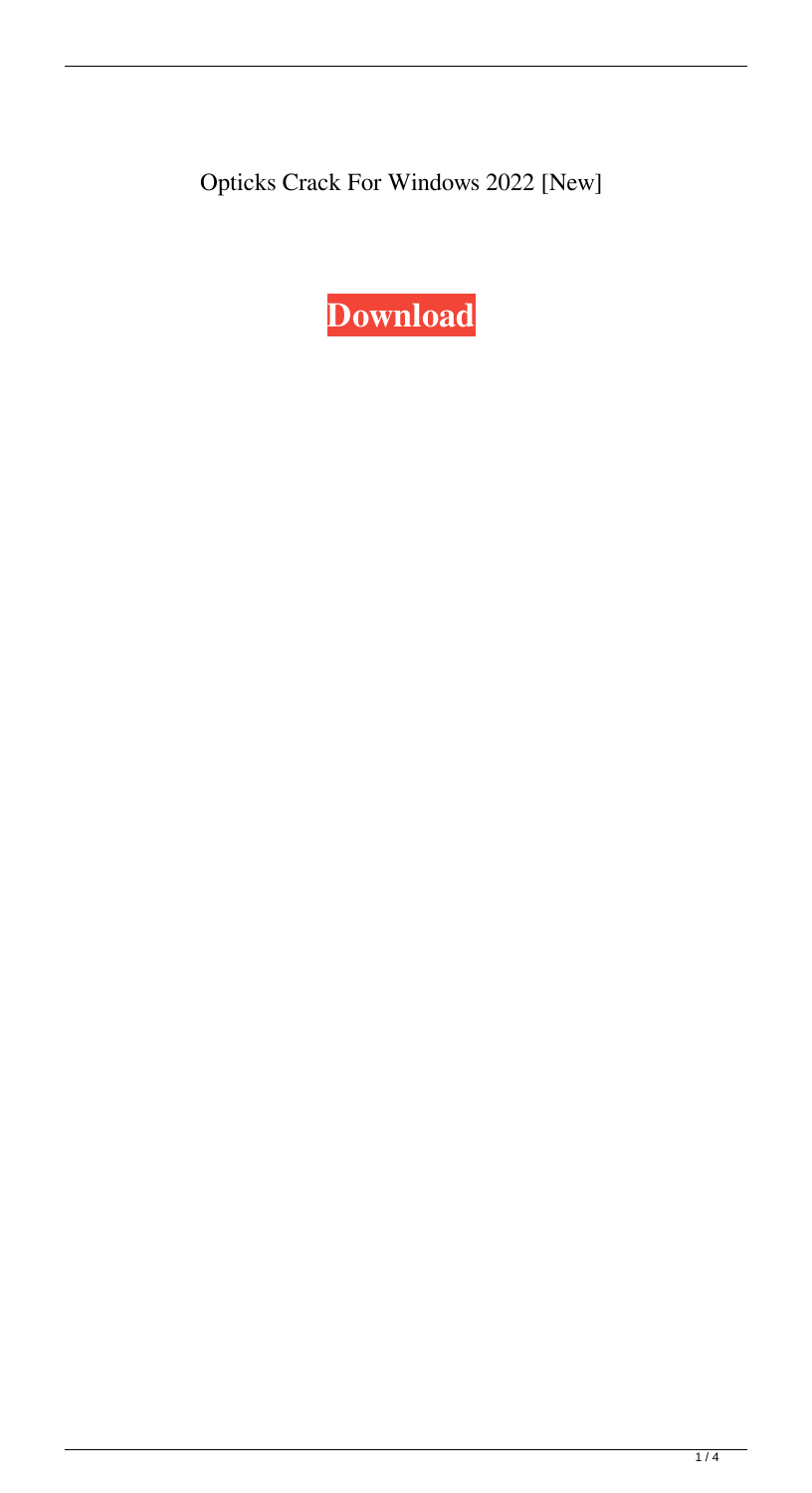Opticks Crack For Windows 2022 [New]

**Download**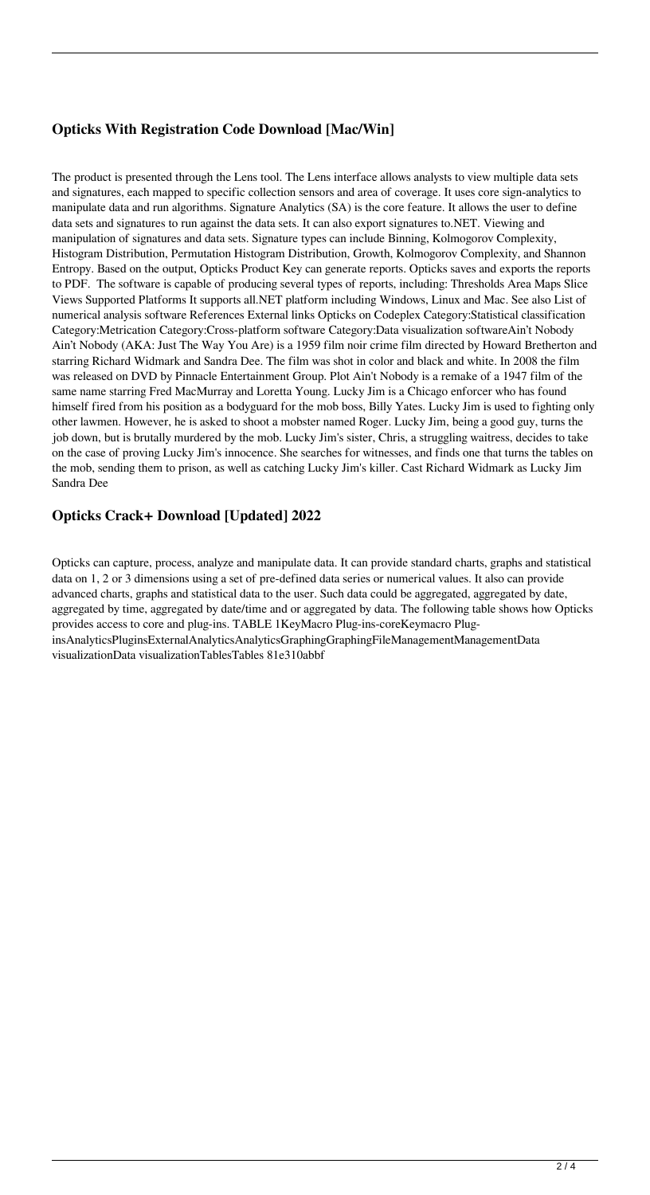## Opticks With Registration Code Download [Mac/Win]

The product is presented through the Lens tool. The Lens interface allows analysts to view multiple data sets and signatures, each mapped to specific collection sensors and area of coverage. It uses core sign-analytics to manipulate data and run algorithms. Signature Analytics (SA) is the core feature. It allows the user to define data sets and signatures to run against the data sets. It can also export signatures to.NET. Viewing and manipulation of signatures and data sets. Signature types can include Binning, Kolmogorov Complexity, Histogram Distribution, Permutation Histogram Distribution, Growth, Kolmogorov Complexity, and Shannon Entropy. Based on the output, Opticks Product Key can generate reports. Opticks saves and exports the reports to PDF. The software is capable of producing several types of reports, including: Thresholds Area Maps Slice Views Supported Platforms It supports all.NET platform including Windows, Linux and Mac. See also List of numerical analysis software References External links Opticks on Codeplex Category:Statistical classification Category:Metrication Category:Cross-platform software Category:Data visualization softwareAin't Nobody Ain't Nobody (AKA: Just The Way You Are) is a 1959 film noir crime film directed by Howard Bretherton and starring Richard Widmark and Sandra Dee. The film was shot in color and black and white. In 2008 the film was released on DVD by Pinnacle Entertainment Group. Plot Ain't Nobody is a remake of a 1947 film of the same name starring Fred MacMurray and Loretta Young. Lucky Jim is a Chicago enforcer who has found himself fired from his position as a bodyguard for the mob boss, Billy Yates. Lucky Jim is used to fighting only other lawmen. However, he is asked to shoot a mobster named Roger. Lucky Jim, being a good guy, turns the job down, but is brutally murdered by the mob. Lucky Jim's sister, Chris, a struggling waitress, decides to take on the case of proving Lucky Jim's innocence. She searches for witnesses, and finds one that turns the tables on the mob, sending them to prison, as well as catching Lucky Jim's killer. Cast Richard Widmark as Lucky Jim Sandra Dee

## Opticks Crack+ Download [Updated] 2022

Opticks can capture, process, analyze and manipulate data. It can provide standard charts, graphs and statistical data on 1, 2 or 3 dimensions using a set of pre-defined data series or numerical values. It also can provide advanced charts, graphs and statistical data to the user. Such data could be aggregated, aggregated by date, aggregated by time, aggregated by date/time and or aggregated by data. The following table shows how Opticks provides access to core and plug-ins. TABLE 1KeyMacro Plug-ins-coreKeymacro Plug-insAnalyticsPluginsExternalAnalyticsAnalyticsGraphingGraphingFileManagementManagementData visualizationData visualizationTablesTables 81e310abbf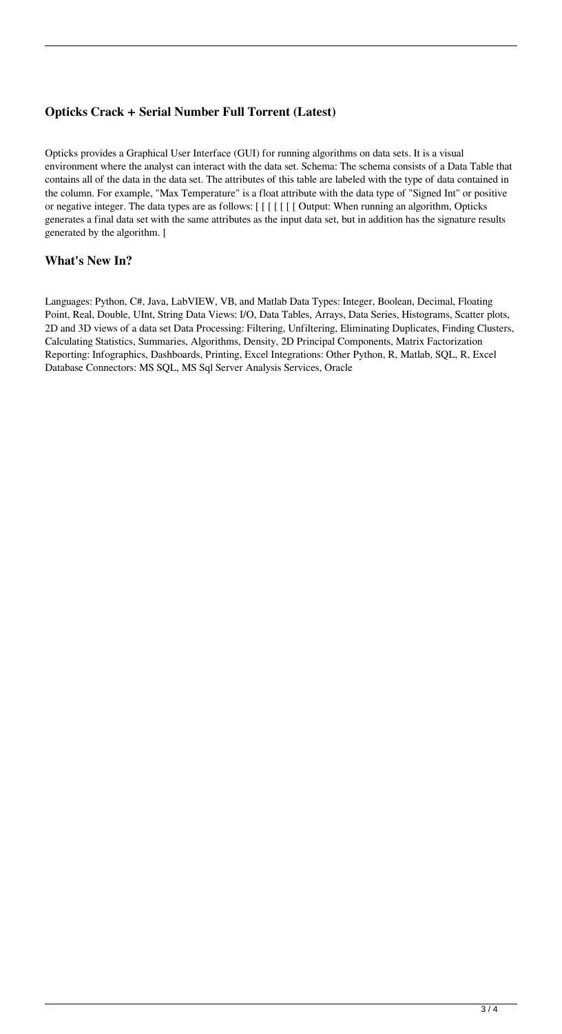### Opticks Crack + Serial Number Full Torrent (Latest)

Opticks provides a Graphical User Interface (GUI) for running algorithms on data sets. It is a visual environment where the analyst can interact with the data set. Schema: The schema consists of a Data Table that contains all of the data in the data set. The attributes of this table are labeled with the type of data contained in the column. For example, "Max Temperature" is a float attribute with the data type of "Signed Int" or positive or negative integer. The data types are as follows: [ [ [ [ [ [ Output: When running an algorithm, Opticks generates a final data set with the same attributes as the input data set, but in addition has the signature results generated by the algorithm. [

### What's New In?

Languages: Python, C#, Java, LabVIEW, VB, and Matlab Data Types: Integer, Boolean, Decimal, Floating Point, Real, Double, UInt, String Data Views: I/O, Data Tables, Arrays, Data Series, Histograms, Scatter plots, 2D and 3D views of a data set Data Processing: Filtering, Unfiltering, Eliminating Duplicates, Finding Clusters, Calculating Statistics, Summaries, Algorithms, Density, 2D Principal Components, Matrix Factorization Reporting: Infographics, Dashboards, Printing, Excel Integrations: Other Python, R, Matlab, SQL, R, Excel Database Connectors: MS SQL, MS Sql Server Analysis Services, Oracle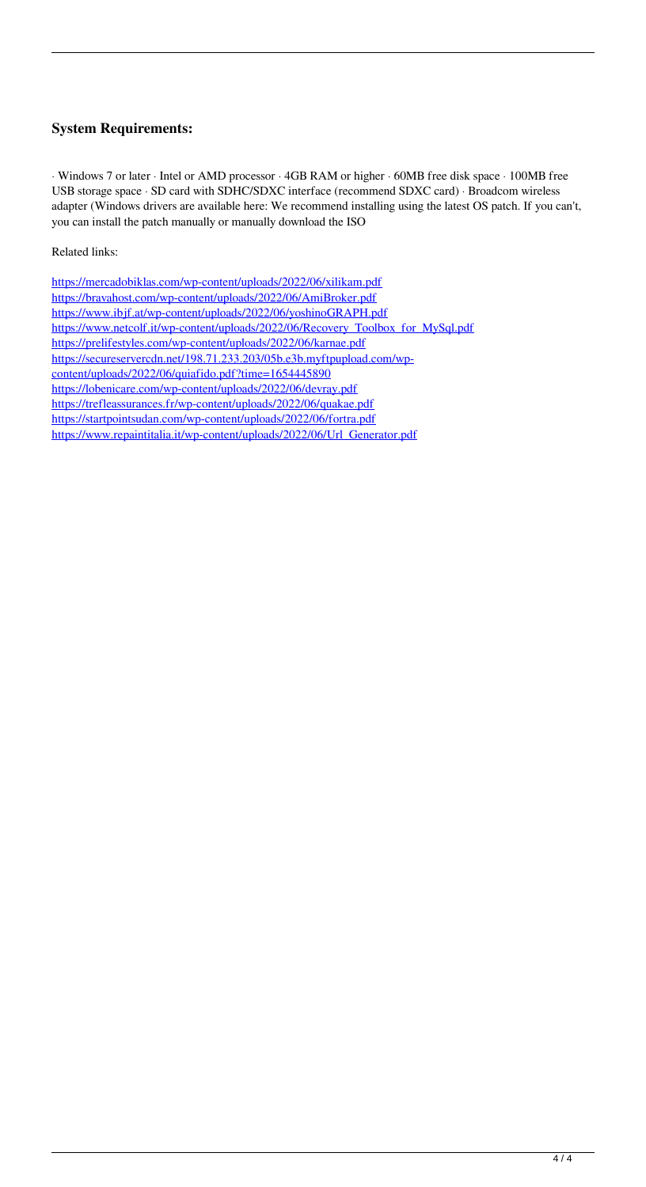## System Requirements:

· Windows 7 or later · Intel or AMD processor · 4GB RAM or higher · 60MB free disk space · 100MB free USB storage space · SD card with SDHC/SDXC interface (recommend SDXC card) · Broadcom wireless adapter (Windows drivers are available here: We recommend installing using the latest OS patch. If you can't, you can install the patch manually or manually download the ISO

Related links:

https://mercadobiklas.com/wp-content/uploads/2022/06/xilikam.pdf
https://bravahost.com/wp-content/uploads/2022/06/AmiBroker.pdf
https://www.ibjf.at/wp-content/uploads/2022/06/yoshinoGRAPH.pdf
https://www.netcolf.it/wp-content/uploads/2022/06/Recovery_Toolbox_for_MySql.pdf
https://prelifestyles.com/wp-content/uploads/2022/06/karnae.pdf
https://secureservercdn.net/198.71.233.203/05b.e3b.myftpupload.com/wp-content/uploads/2022/06/quiafido.pdf?time=1654445890
https://lobenicare.com/wp-content/uploads/2022/06/devray.pdf
https://trefleassurances.fr/wp-content/uploads/2022/06/quakae.pdf
https://startpointsudan.com/wp-content/uploads/2022/06/fortra.pdf
https://www.repaintitalia.it/wp-content/uploads/2022/06/Url_Generator.pdf